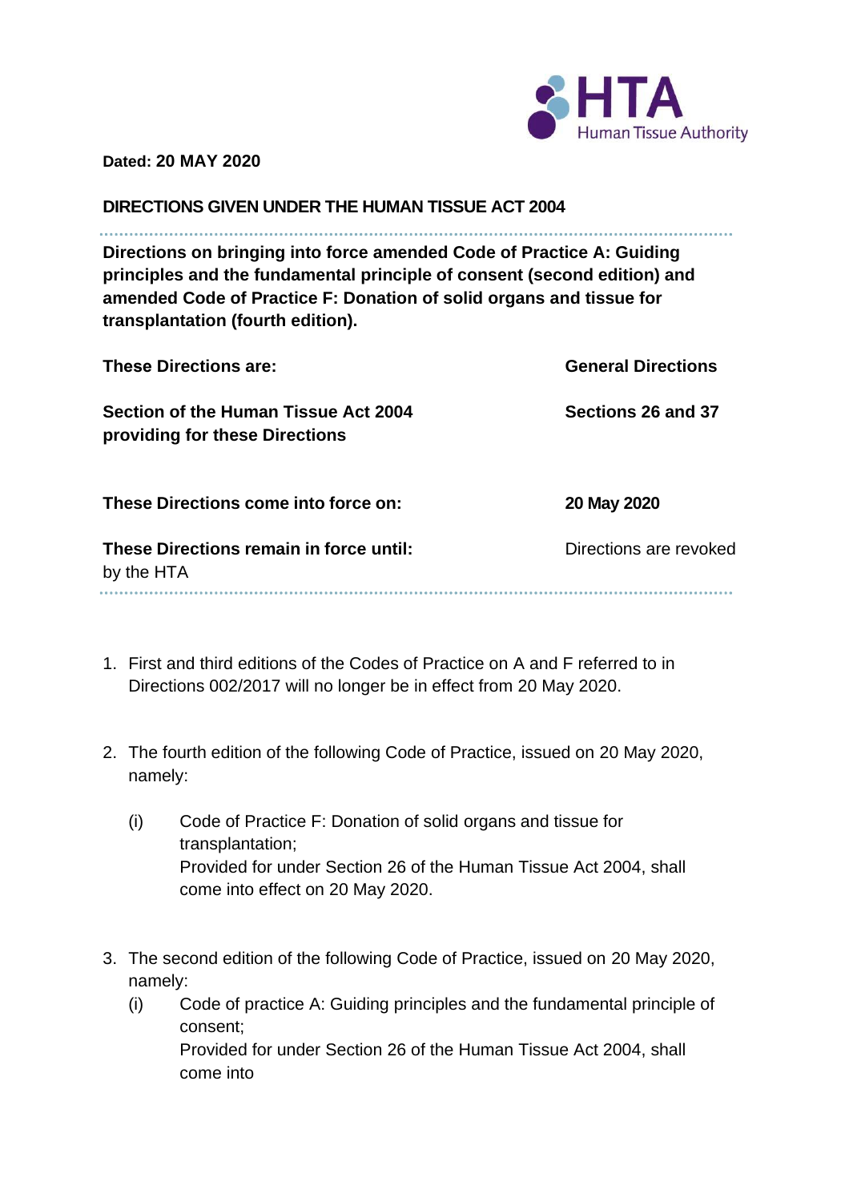Dated: **20 MAY 2020**

**DIRECTIONS GIVEN UNDER THE HUMAN TISSUE ACT 2004**

**Directions on bringing into force amended Code of Practice A: Guiding principles and the fundamental principle of consent (second edition) and amended Code of Practice F: Donation of solid organs and tissue for transplantation (fourth edition).**

| | |
|---|---|
| **These Directions are:** | **General Directions** |
| **Section of the Human Tissue Act 2004 providing for these Directions** | **Sections 26 and 37** |
| **These Directions come into force on:** | **20 May 2020** |
| **These Directions remain in force until:** | Directions are revoked by the HTA |

1. First and third editions of the Codes of Practice on A and F referred to in Directions 002/2017 will no longer be in effect from 20 May 2020.

2. The fourth edition of the following Code of Practice, issued on 20 May 2020, namely:

   (i) Code of Practice F: Donation of solid organs and tissue for transplantation;
   Provided for under Section 26 of the Human Tissue Act 2004, shall come into effect on 20 May 2020.

3. The second edition of the following Code of Practice, issued on 20 May 2020, namely:

   (i) Code of practice A: Guiding principles and the fundamental principle of consent;
   Provided for under Section 26 of the Human Tissue Act 2004, shall come into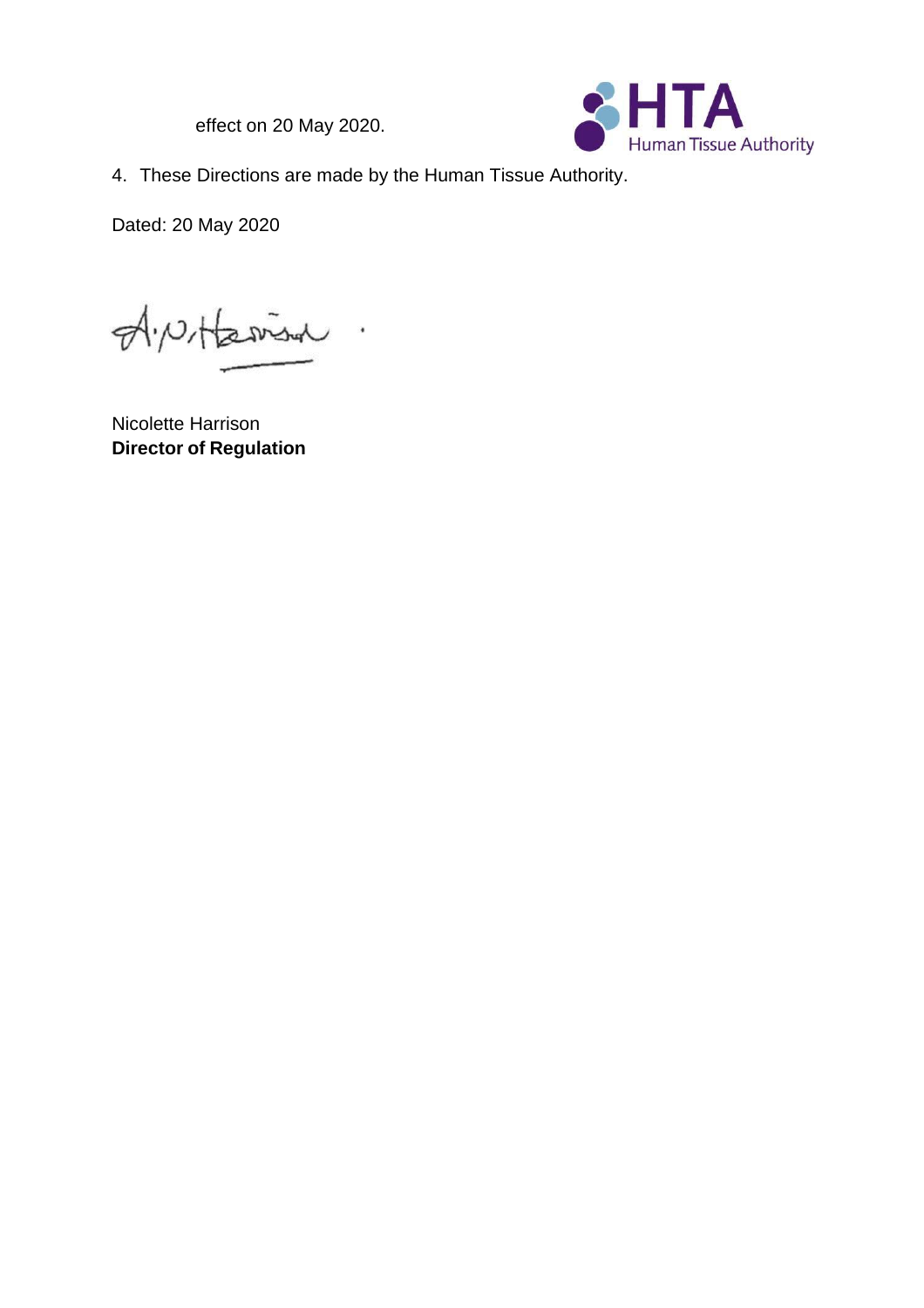effect on 20 May 2020.

4. These Directions are made by the Human Tissue Authority.

Dated: 20 May 2020

Nicolette Harrison
**Director of Regulation**